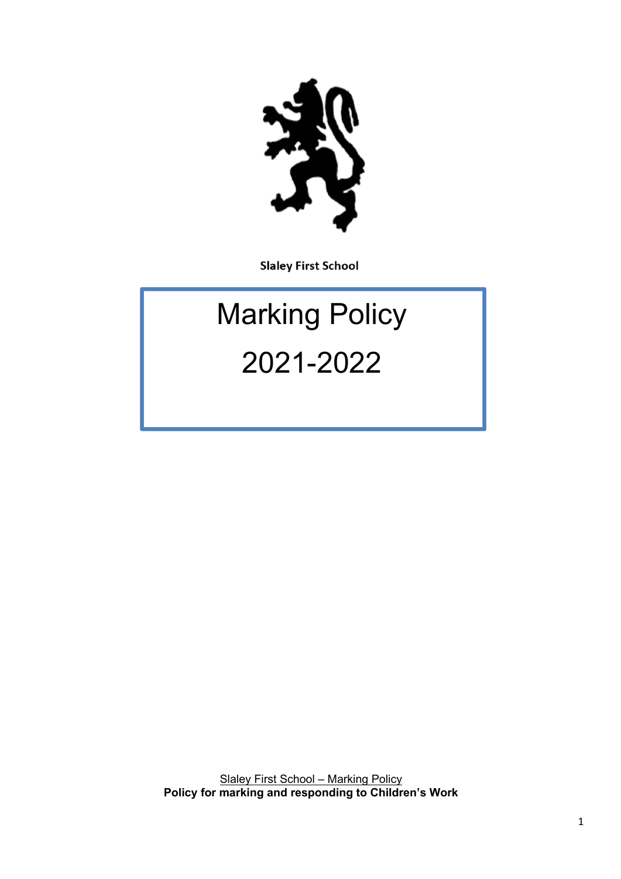Slaley First School

# Marking Policy

# 2021-2022

Slaley First School – Marking Policy

**Policy for marking and responding to Children's Work**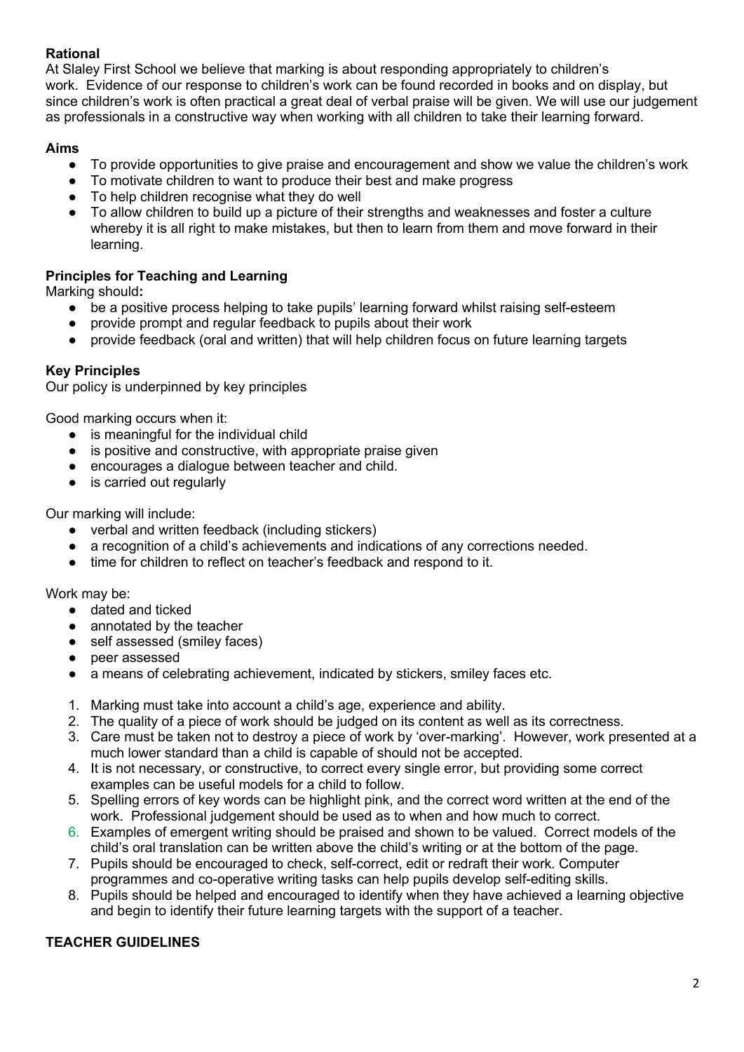**Rational**

At Slaley First School we believe that marking is about responding appropriately to children's work. Evidence of our response to children's work can be found recorded in books and on display, but since children's work is often practical a great deal of verbal praise will be given. We will use our judgement as professionals in a constructive way when working with all children to take their learning forward.

**Aims**

- To provide opportunities to give praise and encouragement and show we value the children's work
- To motivate children to want to produce their best and make progress
- To help children recognise what they do well
- To allow children to build up a picture of their strengths and weaknesses and foster a culture whereby it is all right to make mistakes, but then to learn from them and move forward in their learning.

**Principles for Teaching and Learning**

Marking should**:**

- be a positive process helping to take pupils' learning forward whilst raising self-esteem
- provide prompt and regular feedback to pupils about their work
- provide feedback (oral and written) that will help children focus on future learning targets

**Key Principles**

Our policy is underpinned by key principles

Good marking occurs when it:

- is meaningful for the individual child
- is positive and constructive, with appropriate praise given
- encourages a dialogue between teacher and child.
- is carried out regularly

Our marking will include:

- verbal and written feedback (including stickers)
- a recognition of a child's achievements and indications of any corrections needed.
- time for children to reflect on teacher's feedback and respond to it.

Work may be:

- dated and ticked
- annotated by the teacher
- self assessed (smiley faces)
- peer assessed
- a means of celebrating achievement, indicated by stickers, smiley faces etc.

1. Marking must take into account a child's age, experience and ability.
2. The quality of a piece of work should be judged on its content as well as its correctness.
3. Care must be taken not to destroy a piece of work by 'over-marking'. However, work presented at a much lower standard than a child is capable of should not be accepted.
4. It is not necessary, or constructive, to correct every single error, but providing some correct examples can be useful models for a child to follow.
5. Spelling errors of key words can be highlight pink, and the correct word written at the end of the work. Professional judgement should be used as to when and how much to correct.
6. Examples of emergent writing should be praised and shown to be valued. Correct models of the child's oral translation can be written above the child's writing or at the bottom of the page.
7. Pupils should be encouraged to check, self-correct, edit or redraft their work. Computer programmes and co-operative writing tasks can help pupils develop self-editing skills.
8. Pupils should be helped and encouraged to identify when they have achieved a learning objective and begin to identify their future learning targets with the support of a teacher.

**TEACHER GUIDELINES**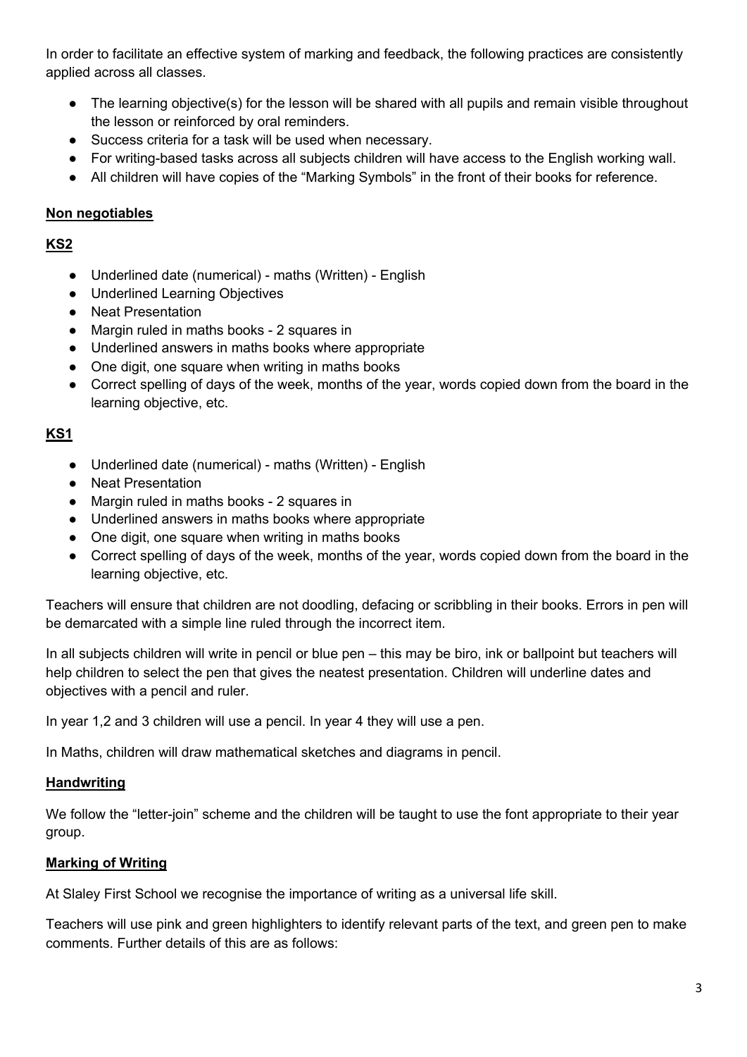In order to facilitate an effective system of marking and feedback, the following practices are consistently applied across all classes.

- The learning objective(s) for the lesson will be shared with all pupils and remain visible throughout the lesson or reinforced by oral reminders.
- Success criteria for a task will be used when necessary.
- For writing-based tasks across all subjects children will have access to the English working wall.
- All children will have copies of the "Marking Symbols" in the front of their books for reference.

**Non negotiables**

**KS2**

- Underlined date (numerical) - maths (Written) - English
- Underlined Learning Objectives
- Neat Presentation
- Margin ruled in maths books - 2 squares in
- Underlined answers in maths books where appropriate
- One digit, one square when writing in maths books
- Correct spelling of days of the week, months of the year, words copied down from the board in the learning objective, etc.

**KS1**

- Underlined date (numerical) - maths (Written) - English
- Neat Presentation
- Margin ruled in maths books - 2 squares in
- Underlined answers in maths books where appropriate
- One digit, one square when writing in maths books
- Correct spelling of days of the week, months of the year, words copied down from the board in the learning objective, etc.

Teachers will ensure that children are not doodling, defacing or scribbling in their books. Errors in pen will be demarcated with a simple line ruled through the incorrect item.

In all subjects children will write in pencil or blue pen – this may be biro, ink or ballpoint but teachers will help children to select the pen that gives the neatest presentation. Children will underline dates and objectives with a pencil and ruler.

In year 1,2 and 3 children will use a pencil. In year 4 they will use a pen.

In Maths, children will draw mathematical sketches and diagrams in pencil.

**Handwriting**

We follow the "letter-join" scheme and the children will be taught to use the font appropriate to their year group.

**Marking of Writing**

At Slaley First School we recognise the importance of writing as a universal life skill.

Teachers will use pink and green highlighters to identify relevant parts of the text, and green pen to make comments. Further details of this are as follows: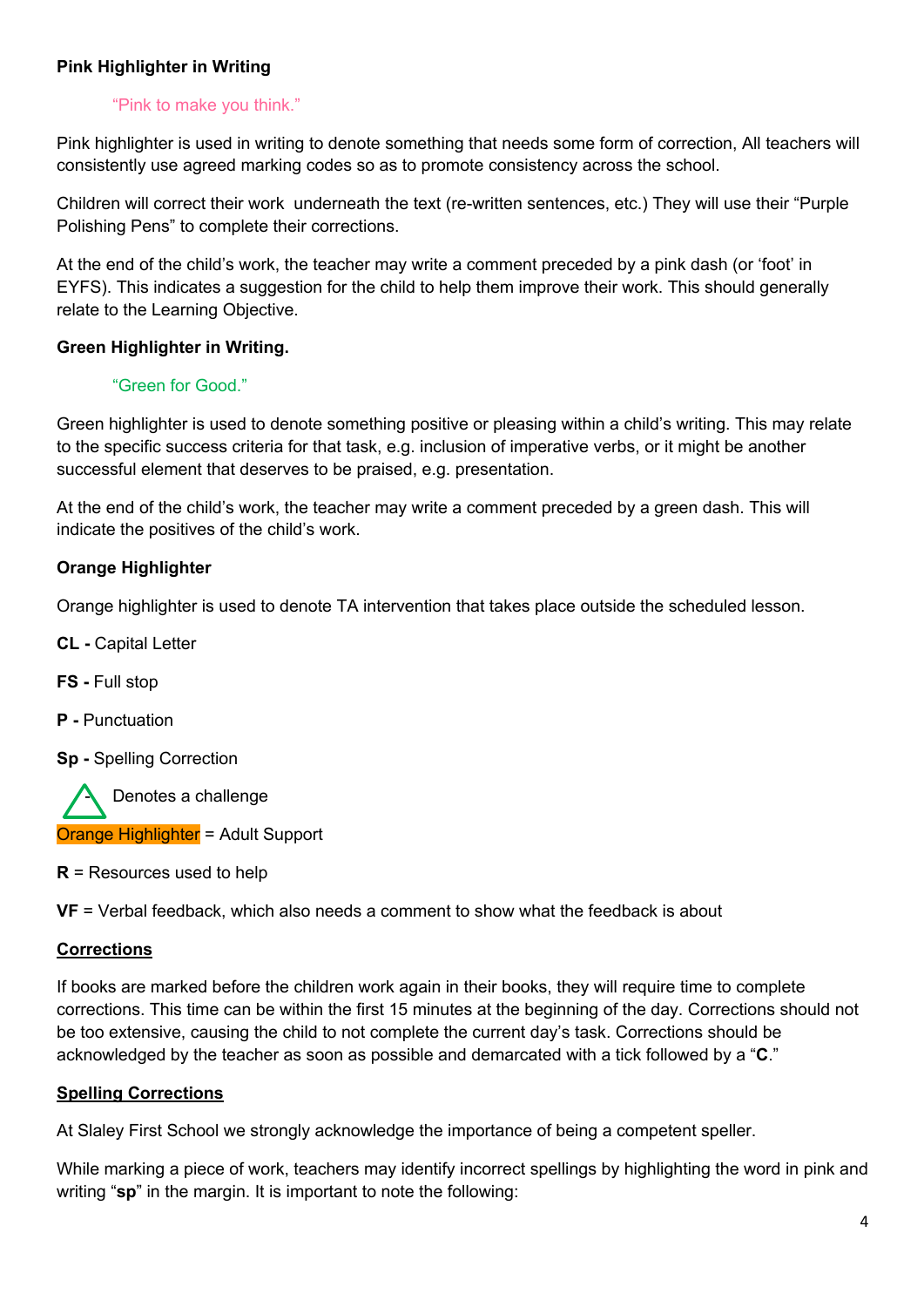**Pink Highlighter in Writing**

> "Pink to make you think."

Pink highlighter is used in writing to denote something that needs some form of correction, All teachers will consistently use agreed marking codes so as to promote consistency across the school.

Children will correct their work underneath the text (re-written sentences, etc.) They will use their "Purple Polishing Pens" to complete their corrections.

At the end of the child's work, the teacher may write a comment preceded by a pink dash (or 'foot' in EYFS). This indicates a suggestion for the child to help them improve their work. This should generally relate to the Learning Objective.

**Green Highlighter in Writing.**

> "Green for Good."

Green highlighter is used to denote something positive or pleasing within a child's writing. This may relate to the specific success criteria for that task, e.g. inclusion of imperative verbs, or it might be another successful element that deserves to be praised, e.g. presentation.

At the end of the child's work, the teacher may write a comment preceded by a green dash. This will indicate the positives of the child's work.

**Orange Highlighter**

Orange highlighter is used to denote TA intervention that takes place outside the scheduled lesson.

**CL -** Capital Letter

**FS -** Full stop

**P -** Punctuation

**Sp -** Spelling Correction

△ Denotes a challenge

Orange Highlighter = Adult Support

**R** = Resources used to help

**VF** = Verbal feedback, which also needs a comment to show what the feedback is about

**Corrections**

If books are marked before the children work again in their books, they will require time to complete corrections. This time can be within the first 15 minutes at the beginning of the day. Corrections should not be too extensive, causing the child to not complete the current day's task. Corrections should be acknowledged by the teacher as soon as possible and demarcated with a tick followed by a "**C**."

**Spelling Corrections**

At Slaley First School we strongly acknowledge the importance of being a competent speller.

While marking a piece of work, teachers may identify incorrect spellings by highlighting the word in pink and writing "**sp**" in the margin. It is important to note the following: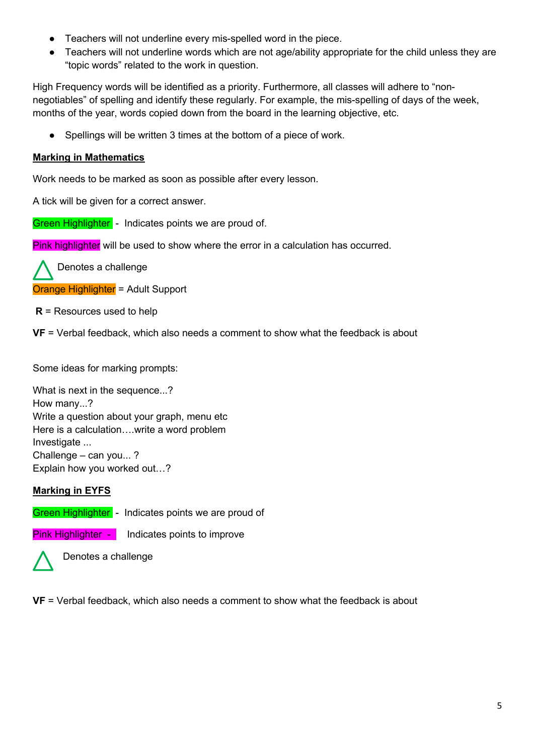- Teachers will not underline every mis-spelled word in the piece.
- Teachers will not underline words which are not age/ability appropriate for the child unless they are “topic words” related to the work in question.

High Frequency words will be identified as a priority. Furthermore, all classes will adhere to “non-negotiables” of spelling and identify these regularly. For example, the mis-spelling of days of the week, months of the year, words copied down from the board in the learning objective, etc.

- Spellings will be written 3 times at the bottom of a piece of work.

## Marking in Mathematics

Work needs to be marked as soon as possible after every lesson.

A tick will be given for a correct answer.

Green Highlighter - Indicates points we are proud of.

Pink highlighter will be used to show where the error in a calculation has occurred.

△ Denotes a challenge

Orange Highlighter = Adult Support

**R** = Resources used to help

**VF** = Verbal feedback, which also needs a comment to show what the feedback is about

Some ideas for marking prompts:

What is next in the sequence...?
How many...?
Write a question about your graph, menu etc
Here is a calculation….write a word problem
Investigate ...
Challenge – can you... ?
Explain how you worked out…?

## Marking in EYFS

Green Highlighter - Indicates points we are proud of

Pink Highlighter - Indicates points to improve

△ Denotes a challenge

**VF** = Verbal feedback, which also needs a comment to show what the feedback is about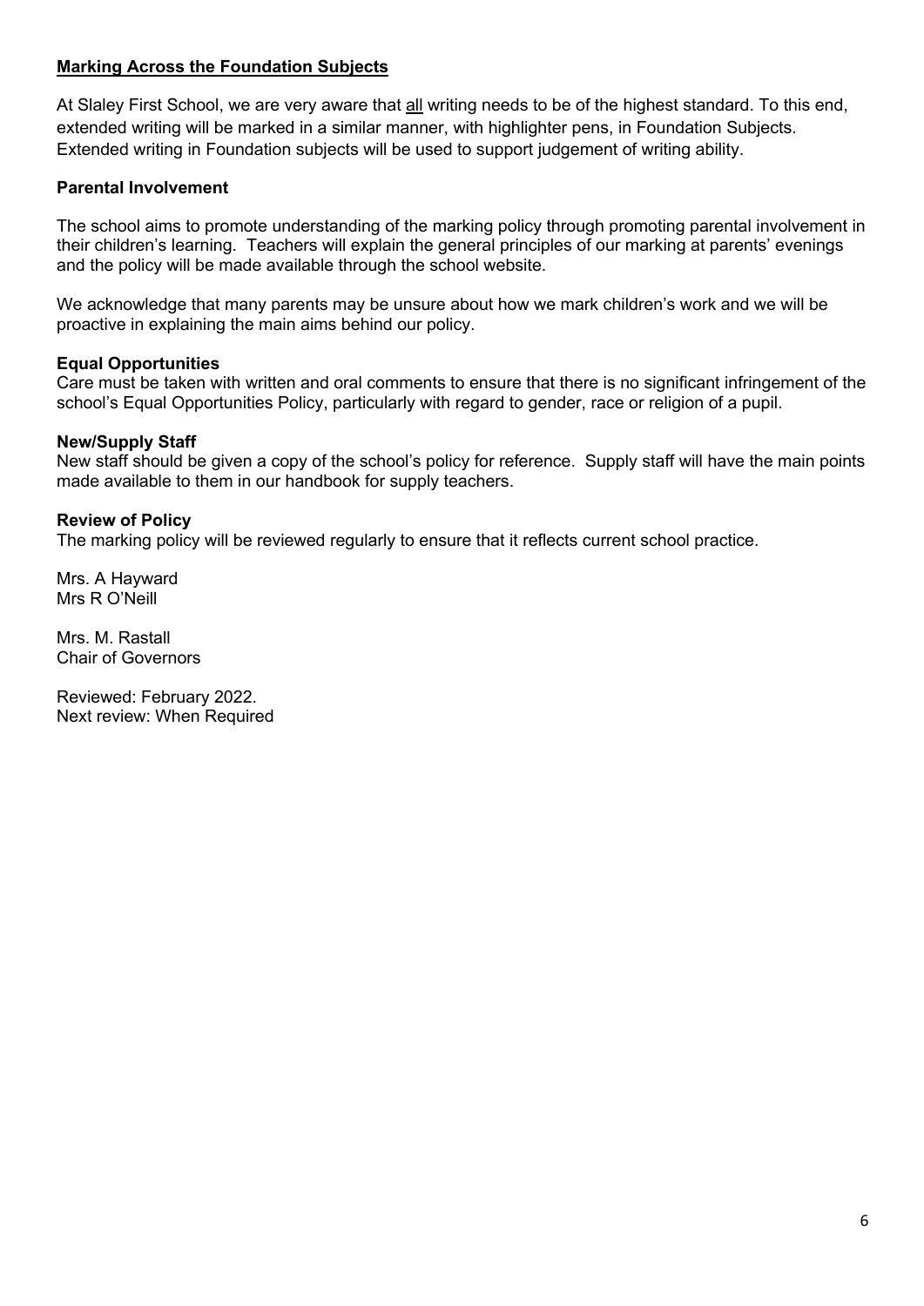## **Marking Across the Foundation Subjects**

At Slaley First School, we are very aware that all writing needs to be of the highest standard. To this end, extended writing will be marked in a similar manner, with highlighter pens, in Foundation Subjects. Extended writing in Foundation subjects will be used to support judgement of writing ability.

### Parental Involvement

The school aims to promote understanding of the marking policy through promoting parental involvement in their children's learning. Teachers will explain the general principles of our marking at parents' evenings and the policy will be made available through the school website.

We acknowledge that many parents may be unsure about how we mark children's work and we will be proactive in explaining the main aims behind our policy.

### Equal Opportunities

Care must be taken with written and oral comments to ensure that there is no significant infringement of the school's Equal Opportunities Policy, particularly with regard to gender, race or religion of a pupil.

### New/Supply Staff

New staff should be given a copy of the school's policy for reference. Supply staff will have the main points made available to them in our handbook for supply teachers.

### Review of Policy

The marking policy will be reviewed regularly to ensure that it reflects current school practice.

Mrs. A Hayward
Mrs R O'Neill

Mrs. M. Rastall
Chair of Governors

Reviewed: February 2022.
Next review: When Required